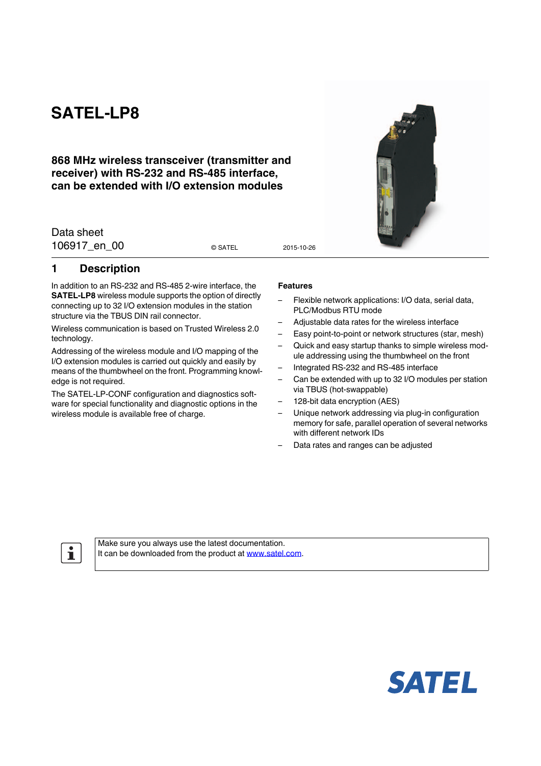# SATEL-LP8

**868 MHz wireless transceiver (transmitter and receiver) with RS-232 and RS-485 interface, can be extended with I/O extension modules**

Data sheet
106917_en_00

© SATEL 2015-10-26

## 1 Description

In addition to an RS-232 and RS-485 2-wire interface, the **SATEL-LP8** wireless module supports the option of directly connecting up to 32 I/O extension modules in the station structure via the TBUS DIN rail connector.

Wireless communication is based on Trusted Wireless 2.0 technology.

Addressing of the wireless module and I/O mapping of the I/O extension modules is carried out quickly and easily by means of the thumbwheel on the front. Programming knowledge is not required.

The SATEL-LP-CONF configuration and diagnostics software for special functionality and diagnostic options in the wireless module is available free of charge.

**Features**

- Flexible network applications: I/O data, serial data, PLC/Modbus RTU mode
- Adjustable data rates for the wireless interface
- Easy point-to-point or network structures (star, mesh)
- Quick and easy startup thanks to simple wireless module addressing using the thumbwheel on the front
- Integrated RS-232 and RS-485 interface
- Can be extended with up to 32 I/O modules per station via TBUS (hot-swappable)
- 128-bit data encryption (AES)
- Unique network addressing via plug-in configuration memory for safe, parallel operation of several networks with different network IDs
- Data rates and ranges can be adjusted

| Make sure you always use the latest documentation. It can be downloaded from the product at www.satel.com. |
|---|

SATEL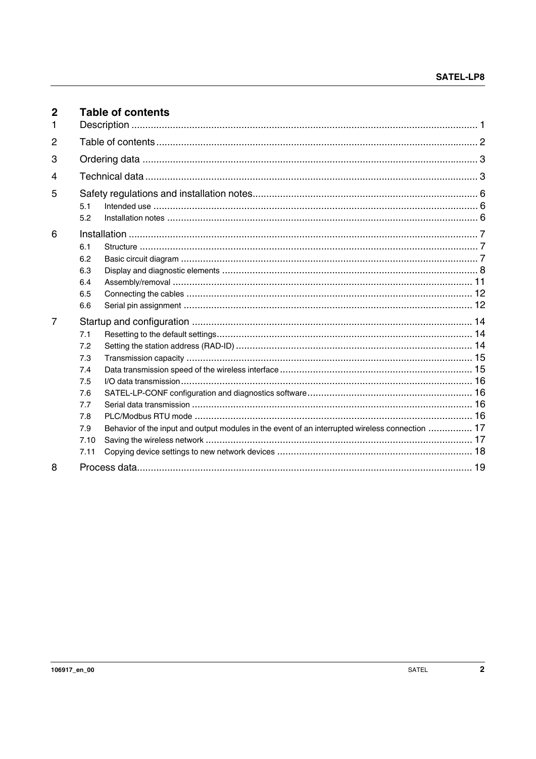## 2 Table of contents

1 Description ..... 1

2 Table of contents ..... 2

3 Ordering data ..... 3

4 Technical data ..... 3

5 Safety regulations and installation notes ..... 6

- 5.1 Intended use ..... 6
- 5.2 Installation notes ..... 6

6 Installation ..... 7

- 6.1 Structure ..... 7
- 6.2 Basic circuit diagram ..... 7
- 6.3 Display and diagnostic elements ..... 8
- 6.4 Assembly/removal ..... 11
- 6.5 Connecting the cables ..... 12
- 6.6 Serial pin assignment ..... 12

7 Startup and configuration ..... 14

- 7.1 Resetting to the default settings ..... 14
- 7.2 Setting the station address (RAD-ID) ..... 14
- 7.3 Transmission capacity ..... 15
- 7.4 Data transmission speed of the wireless interface ..... 15
- 7.5 I/O data transmission ..... 16
- 7.6 SATEL-LP-CONF configuration and diagnostics software ..... 16
- 7.7 Serial data transmission ..... 16
- 7.8 PLC/Modbus RTU mode ..... 16
- 7.9 Behavior of the input and output modules in the event of an interrupted wireless connection ..... 17
- 7.10 Saving the wireless network ..... 17
- 7.11 Copying device settings to new network devices ..... 18

8 Process data ..... 19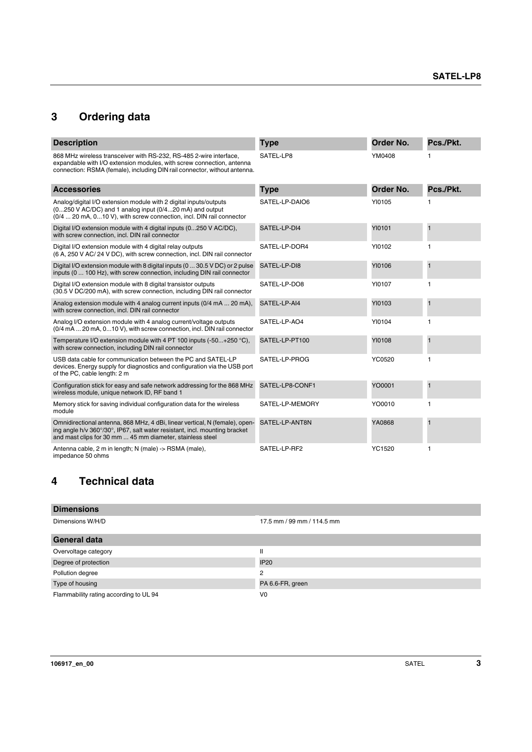## 3 Ordering data

| Description | Type | Order No. | Pcs./Pkt. |
|---|---|---|---|
| 868 MHz wireless transceiver with RS-232, RS-485 2-wire interface, expandable with I/O extension modules, with screw connection, antenna connection: RSMA (female), including DIN rail connector, without antenna. | SATEL-LP8 | YM0408 | 1 |

| Accessories | Type | Order No. | Pcs./Pkt. |
|---|---|---|---|
| Analog/digital I/O extension module with 2 digital inputs/outputs (0...250 V AC/DC) and 1 analog input (0/4...20 mA) and output (0/4 ... 20 mA, 0...10 V), with screw connection, incl. DIN rail connector | SATEL-LP-DAIO6 | YI0105 | 1 |
| Digital I/O extension module with 4 digital inputs (0...250 V AC/DC), with screw connection, incl. DIN rail connector | SATEL-LP-DI4 | YI0101 | 1 |
| Digital I/O extension module with 4 digital relay outputs (6 A, 250 V AC/ 24 V DC), with screw connection, incl. DIN rail connector | SATEL-LP-DOR4 | YI0102 | 1 |
| Digital I/O extension module with 8 digital inputs (0 ... 30.5 V DC) or 2 pulse inputs (0 ... 100 Hz), with screw connection, including DIN rail connector | SATEL-LP-DI8 | YI0106 | 1 |
| Digital I/O extension module with 8 digital transistor outputs (30.5 V DC/200 mA), with screw connection, including DIN rail connector | SATEL-LP-DO8 | YI0107 | 1 |
| Analog extension module with 4 analog current inputs (0/4 mA ... 20 mA), with screw connection, incl. DIN rail connector | SATEL-LP-AI4 | YI0103 | 1 |
| Analog I/O extension module with 4 analog current/voltage outputs (0/4 mA ... 20 mA, 0...10 V), with screw connection, incl. DIN rail connector | SATEL-LP-AO4 | YI0104 | 1 |
| Temperature I/O extension module with 4 PT 100 inputs (-50...+250 °C), with screw connection, including DIN rail connector | SATEL-LP-PT100 | YI0108 | 1 |
| USB data cable for communication between the PC and SATEL-LP devices. Energy supply for diagnostics and configuration via the USB port of the PC, cable length: 2 m | SATEL-LP-PROG | YC0520 | 1 |
| Configuration stick for easy and safe network addressing for the 868 MHz wireless module, unique network ID, RF band 1 | SATEL-LP8-CONF1 | YO0001 | 1 |
| Memory stick for saving individual configuration data for the wireless module | SATEL-LP-MEMORY | YO0010 | 1 |
| Omnidirectional antenna, 868 MHz, 4 dBi, linear vertical, N (female), opening angle h/v 360°/30°, IP67, salt water resistant, incl. mounting bracket and mast clips for 30 mm ... 45 mm diameter, stainless steel | SATEL-LP-ANT8N | YA0868 | 1 |
| Antenna cable, 2 m in length; N (male) -> RSMA (male), impedance 50 ohms | SATEL-LP-RF2 | YC1520 | 1 |

## 4 Technical data

| Dimensions | |
|---|---|
| Dimensions W/H/D | 17.5 mm / 99 mm / 114.5 mm |

| General data | |
|---|---|
| Overvoltage category | II |
| Degree of protection | IP20 |
| Pollution degree | 2 |
| Type of housing | PA 6.6-FR, green |
| Flammability rating according to UL 94 | V0 |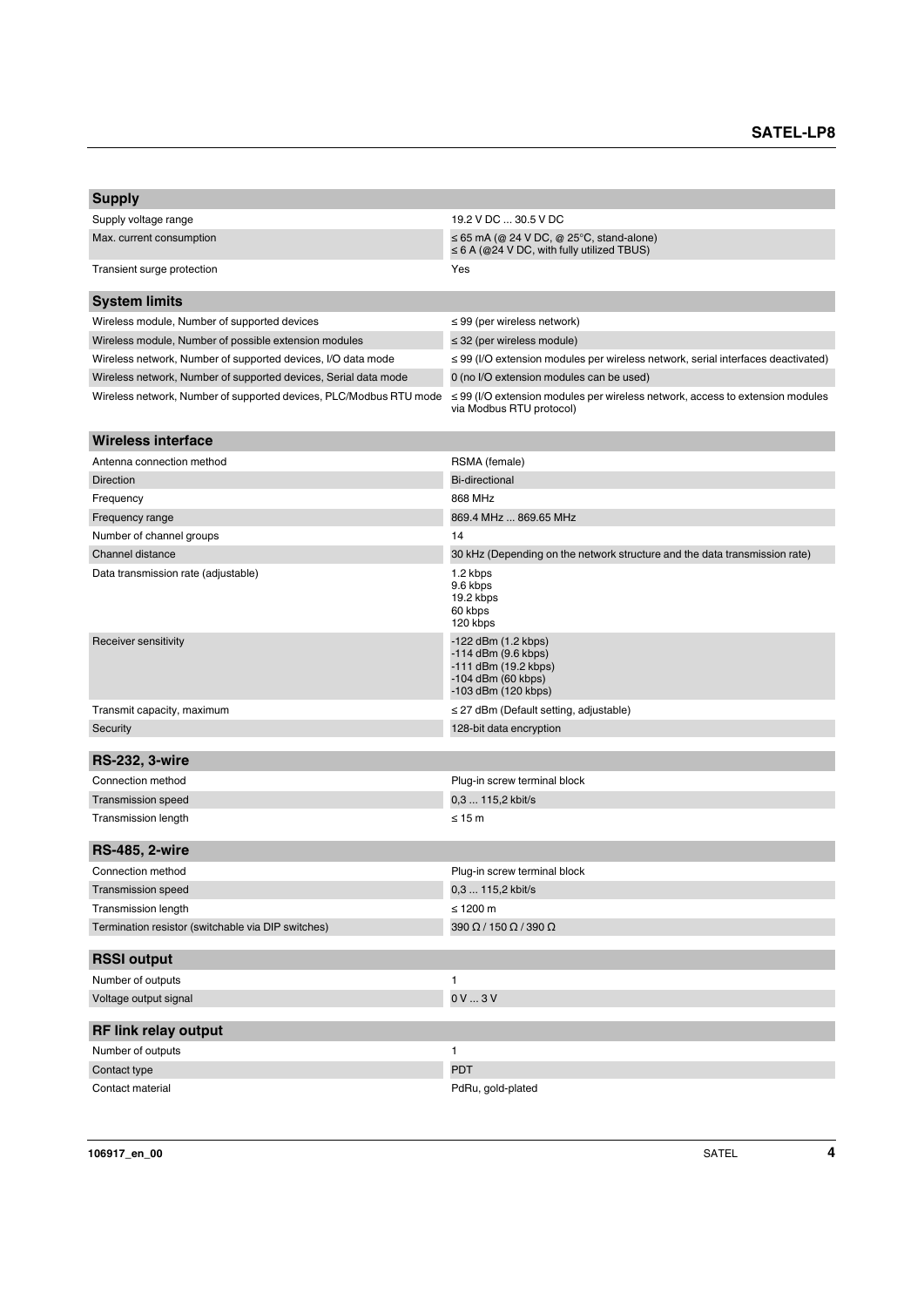| Supply | |
|---|---|
| Supply voltage range | 19.2 V DC ... 30.5 V DC |
| Max. current consumption | ≤ 65 mA (@ 24 V DC, @ 25°C, stand-alone)<br>≤ 6 A (@24 V DC, with fully utilized TBUS) |
| Transient surge protection | Yes |

| System limits | |
|---|---|
| Wireless module, Number of supported devices | ≤ 99 (per wireless network) |
| Wireless module, Number of possible extension modules | ≤ 32 (per wireless module) |
| Wireless network, Number of supported devices, I/O data mode | ≤ 99 (I/O extension modules per wireless network, serial interfaces deactivated) |
| Wireless network, Number of supported devices, Serial data mode | 0 (no I/O extension modules can be used) |
| Wireless network, Number of supported devices, PLC/Modbus RTU mode | ≤ 99 (I/O extension modules per wireless network, access to extension modules via Modbus RTU protocol) |

| Wireless interface | |
|---|---|
| Antenna connection method | RSMA (female) |
| Direction | Bi-directional |
| Frequency | 868 MHz |
| Frequency range | 869.4 MHz ... 869.65 MHz |
| Number of channel groups | 14 |
| Channel distance | 30 kHz (Depending on the network structure and the data transmission rate) |
| Data transmission rate (adjustable) | 1.2 kbps<br>9.6 kbps<br>19.2 kbps<br>60 kbps<br>120 kbps |
| Receiver sensitivity | -122 dBm (1.2 kbps)<br>-114 dBm (9.6 kbps)<br>-111 dBm (19.2 kbps)<br>-104 dBm (60 kbps)<br>-103 dBm (120 kbps) |
| Transmit capacity, maximum | ≤ 27 dBm (Default setting, adjustable) |
| Security | 128-bit data encryption |

| RS-232, 3-wire | |
|---|---|
| Connection method | Plug-in screw terminal block |
| Transmission speed | 0,3 ... 115,2 kbit/s |
| Transmission length | ≤ 15 m |

| RS-485, 2-wire | |
|---|---|
| Connection method | Plug-in screw terminal block |
| Transmission speed | 0,3 ... 115,2 kbit/s |
| Transmission length | ≤ 1200 m |
| Termination resistor (switchable via DIP switches) | 390 Ω / 150 Ω / 390 Ω |

| RSSI output | |
|---|---|
| Number of outputs | 1 |
| Voltage output signal | 0 V ... 3 V |

| RF link relay output | |
|---|---|
| Number of outputs | 1 |
| Contact type | PDT |
| Contact material | PdRu, gold-plated |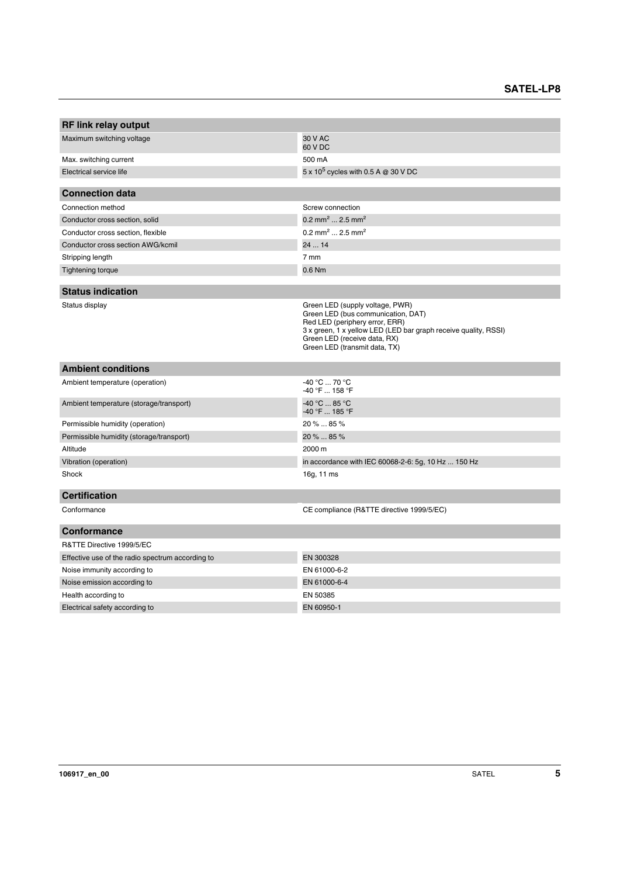| RF link relay output | |
|---|---|
| Maximum switching voltage | 30 V AC<br>60 V DC |
| Max. switching current | 500 mA |
| Electrical service life | 5 x $10^5$ cycles with 0.5 A @ 30 V DC |

| Connection data | |
|---|---|
| Connection method | Screw connection |
| Conductor cross section, solid | 0.2 $mm^2$ ... 2.5 $mm^2$ |
| Conductor cross section, flexible | 0.2 $mm^2$ ... 2.5 $mm^2$ |
| Conductor cross section AWG/kcmil | 24 ... 14 |
| Stripping length | 7 mm |
| Tightening torque | 0.6 Nm |

| Status indication | |
|---|---|
| Status display | Green LED (supply voltage, PWR)<br>Green LED (bus communication, DAT)<br>Red LED (periphery error, ERR)<br>3 x green, 1 x yellow LED (LED bar graph receive quality, RSSI)<br>Green LED (receive data, RX)<br>Green LED (transmit data, TX) |

| Ambient conditions | |
|---|---|
| Ambient temperature (operation) | -40 °C ... 70 °C<br>-40 °F ... 158 °F |
| Ambient temperature (storage/transport) | -40 °C ... 85 °C<br>-40 °F ... 185 °F |
| Permissible humidity (operation) | 20 % ... 85 % |
| Permissible humidity (storage/transport) | 20 % ... 85 % |
| Altitude | 2000 m |
| Vibration (operation) | in accordance with IEC 60068-2-6: 5g, 10 Hz ... 150 Hz |
| Shock | 16g, 11 ms |

| Certification | |
|---|---|
| Conformance | CE compliance (R&TTE directive 1999/5/EC) |

| Conformance | |
|---|---|
| R&TTE Directive 1999/5/EC | |
| Effective use of the radio spectrum according to | EN 300328 |
| Noise immunity according to | EN 61000-6-2 |
| Noise emission according to | EN 61000-6-4 |
| Health according to | EN 50385 |
| Electrical safety according to | EN 60950-1 |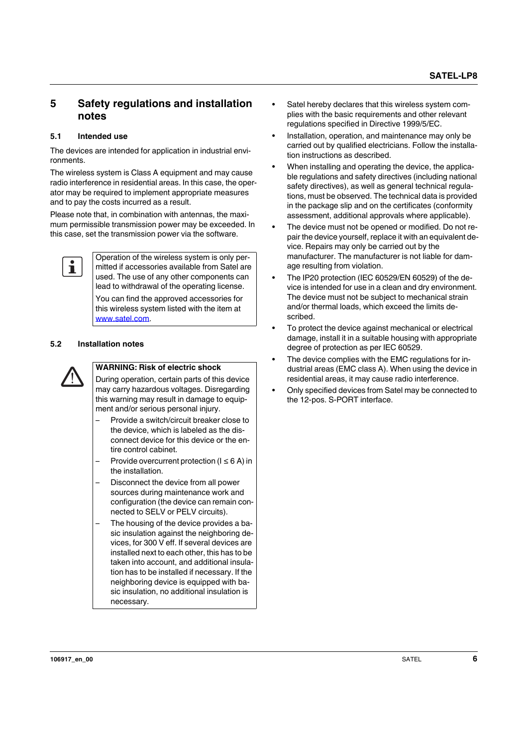# 5 Safety regulations and installation notes

## 5.1 Intended use

The devices are intended for application in industrial environments.

The wireless system is Class A equipment and may cause radio interference in residential areas. In this case, the operator may be required to implement appropriate measures and to pay the costs incurred as a result.

Please note that, in combination with antennas, the maximum permissible transmission power may be exceeded. In this case, set the transmission power via the software.

> Operation of the wireless system is only permitted if accessories available from Satel are used. The use of any other components can lead to withdrawal of the operating license.
>
> You can find the approved accessories for this wireless system listed with the item at www.satel.com.

## 5.2 Installation notes

> **WARNING: Risk of electric shock**
>
> During operation, certain parts of this device may carry hazardous voltages. Disregarding this warning may result in damage to equipment and/or serious personal injury.
>
> – Provide a switch/circuit breaker close to the device, which is labeled as the disconnect device for this device or the entire control cabinet.
>
> – Provide overcurrent protection ($I \leq 6$ A) in the installation.
>
> – Disconnect the device from all power sources during maintenance work and configuration (the device can remain connected to SELV or PELV circuits).
>
> – The housing of the device provides a basic insulation against the neighboring devices, for 300 V eff. If several devices are installed next to each other, this has to be taken into account, and additional insulation has to be installed if necessary. If the neighboring device is equipped with basic insulation, no additional insulation is necessary.

- Satel hereby declares that this wireless system complies with the basic requirements and other relevant regulations specified in Directive 1999/5/EC.
- Installation, operation, and maintenance may only be carried out by qualified electricians. Follow the installation instructions as described.
- When installing and operating the device, the applicable regulations and safety directives (including national safety directives), as well as general technical regulations, must be observed. The technical data is provided in the package slip and on the certificates (conformity assessment, additional approvals where applicable).
- The device must not be opened or modified. Do not repair the device yourself, replace it with an equivalent device. Repairs may only be carried out by the manufacturer. The manufacturer is not liable for damage resulting from violation.
- The IP20 protection (IEC 60529/EN 60529) of the device is intended for use in a clean and dry environment. The device must not be subject to mechanical strain and/or thermal loads, which exceed the limits described.
- To protect the device against mechanical or electrical damage, install it in a suitable housing with appropriate degree of protection as per IEC 60529.
- The device complies with the EMC regulations for industrial areas (EMC class A). When using the device in residential areas, it may cause radio interference.
- Only specified devices from Satel may be connected to the 12-pos. S-PORT interface.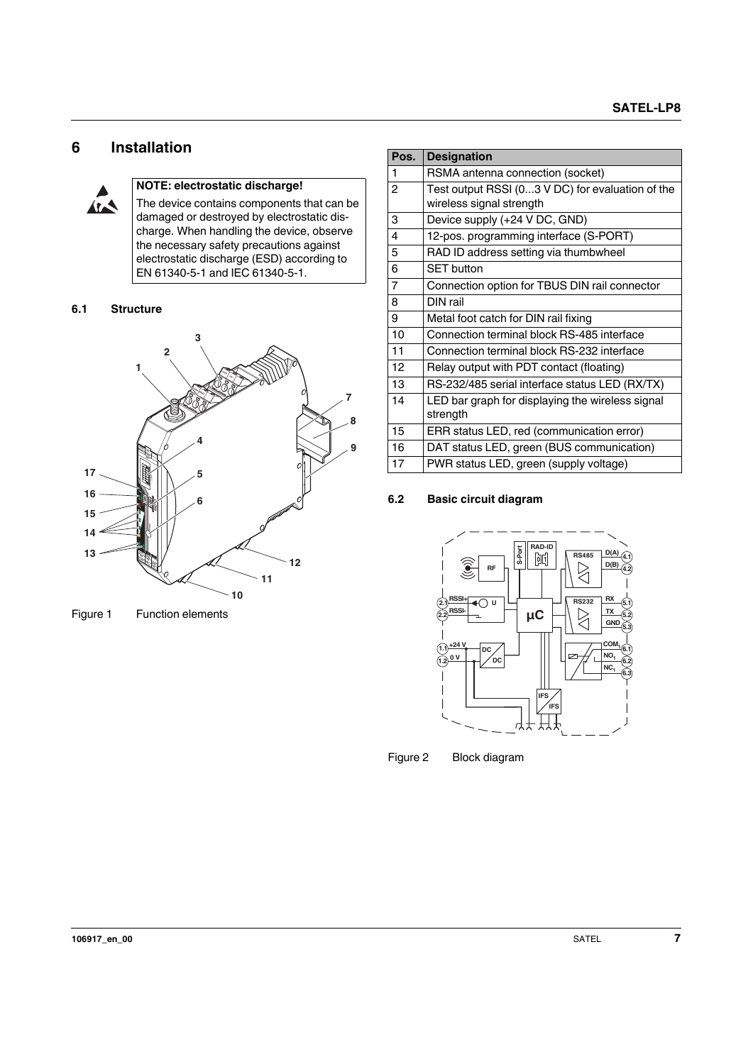# 6 Installation

**NOTE: electrostatic discharge!**

The device contains components that can be damaged or destroyed by electrostatic discharge. When handling the device, observe the necessary safety precautions against electrostatic discharge (ESD) according to EN 61340-5-1 and IEC 61340-5-1.

## 6.1 Structure

Figure 1 Function elements

| Pos. | Designation |
|---|---|
| 1 | RSMA antenna connection (socket) |
| 2 | Test output RSSI (0...3 V DC) for evaluation of the wireless signal strength |
| 3 | Device supply (+24 V DC, GND) |
| 4 | 12-pos. programming interface (S-PORT) |
| 5 | RAD ID address setting via thumbwheel |
| 6 | SET button |
| 7 | Connection option for TBUS DIN rail connector |
| 8 | DIN rail |
| 9 | Metal foot catch for DIN rail fixing |
| 10 | Connection terminal block RS-485 interface |
| 11 | Connection terminal block RS-232 interface |
| 12 | Relay output with PDT contact (floating) |
| 13 | RS-232/485 serial interface status LED (RX/TX) |
| 14 | LED bar graph for displaying the wireless signal strength |
| 15 | ERR status LED, red (communication error) |
| 16 | DAT status LED, green (BUS communication) |
| 17 | PWR status LED, green (supply voltage) |

## 6.2 Basic circuit diagram

Figure 2 Block diagram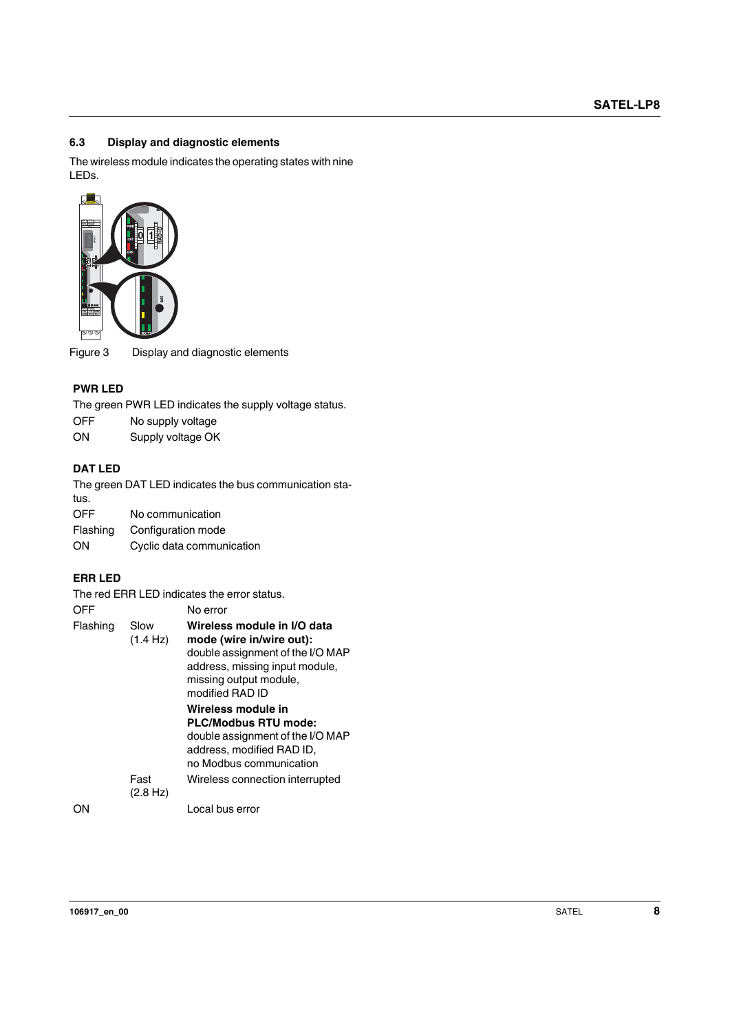## 6.3 Display and diagnostic elements

The wireless module indicates the operating states with nine LEDs.

Figure 3 Display and diagnostic elements

### PWR LED

The green PWR LED indicates the supply voltage status.

| | |
|---|---|
| OFF | No supply voltage |
| ON | Supply voltage OK |

### DAT LED

The green DAT LED indicates the bus communication status.

| | |
|---|---|
| OFF | No communication |
| Flashing | Configuration mode |
| ON | Cyclic data communication |

### ERR LED

The red ERR LED indicates the error status.

| | | |
|---|---|---|
| OFF | | No error |
| Flashing | Slow (1.4 Hz) | **Wireless module in I/O data mode (wire in/wire out):** double assignment of the I/O MAP address, missing input module, missing output module, modified RAD ID<br>**Wireless module in PLC/Modbus RTU mode:** double assignment of the I/O MAP address, modified RAD ID, no Modbus communication |
| | Fast (2.8 Hz) | Wireless connection interrupted |
| ON | | Local bus error |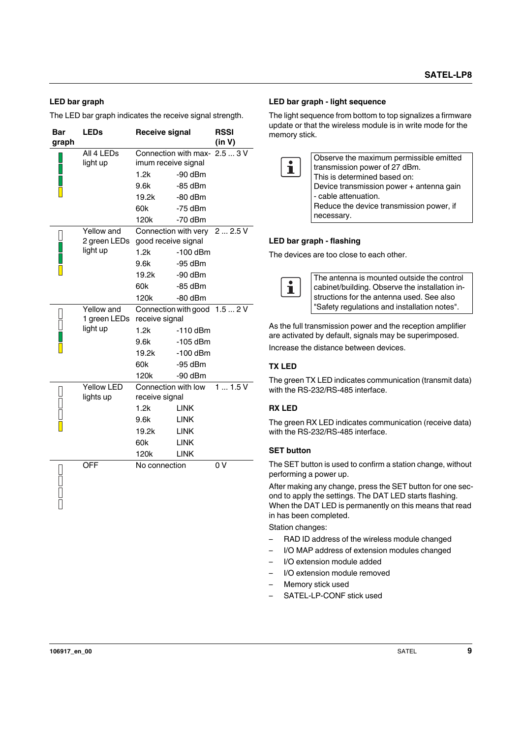### LED bar graph

The LED bar graph indicates the receive signal strength.

| Bar graph | LEDs | Receive signal | | RSSI (in V) |
|---|---|---|---|---|
| | All 4 LEDs light up | Connection with maximum receive signal | | 2.5 ... 3 V |
| | | 1.2k | -90 dBm | |
| | | 9.6k | -85 dBm | |
| | | 19.2k | -80 dBm | |
| | | 60k | -75 dBm | |
| | | 120k | -70 dBm | |
| | Yellow and 2 green LEDs light up | Connection with very good receive signal | | 2 ... 2.5 V |
| | | 1.2k | -100 dBm | |
| | | 9.6k | -95 dBm | |
| | | 19.2k | -90 dBm | |
| | | 60k | -85 dBm | |
| | | 120k | -80 dBm | |
| | Yellow and 1 green LEDs light up | Connection with good receive signal | | 1.5 ... 2 V |
| | | 1.2k | -110 dBm | |
| | | 9.6k | -105 dBm | |
| | | 19.2k | -100 dBm | |
| | | 60k | -95 dBm | |
| | | 120k | -90 dBm | |
| | Yellow LED lights up | Connection with low receive signal | | 1 ... 1.5 V |
| | | 1.2k | LINK | |
| | | 9.6k | LINK | |
| | | 19.2k | LINK | |
| | | 60k | LINK | |
| | | 120k | LINK | |
| | OFF | No connection | | 0 V |

### LED bar graph - light sequence

The light sequence from bottom to top signalizes a firmware update or that the wireless module is in write mode for the memory stick.

> Observe the maximum permissible emitted transmission power of 27 dBm.
> This is determined based on:
> Device transmission power + antenna gain - cable attenuation.
> Reduce the device transmission power, if necessary.

### LED bar graph - flashing

The devices are too close to each other.

> The antenna is mounted outside the control cabinet/building. Observe the installation instructions for the antenna used. See also "Safety regulations and installation notes".

As the full transmission power and the reception amplifier are activated by default, signals may be superimposed.

Increase the distance between devices.

### TX LED

The green TX LED indicates communication (transmit data) with the RS-232/RS-485 interface.

### RX LED

The green RX LED indicates communication (receive data) with the RS-232/RS-485 interface.

### SET button

The SET button is used to confirm a station change, without performing a power up.

After making any change, press the SET button for one second to apply the settings. The DAT LED starts flashing. When the DAT LED is permanently on this means that read in has been completed.

Station changes:

- RAD ID address of the wireless module changed
- I/O MAP address of extension modules changed
- I/O extension module added
- I/O extension module removed
- Memory stick used
- SATEL-LP-CONF stick used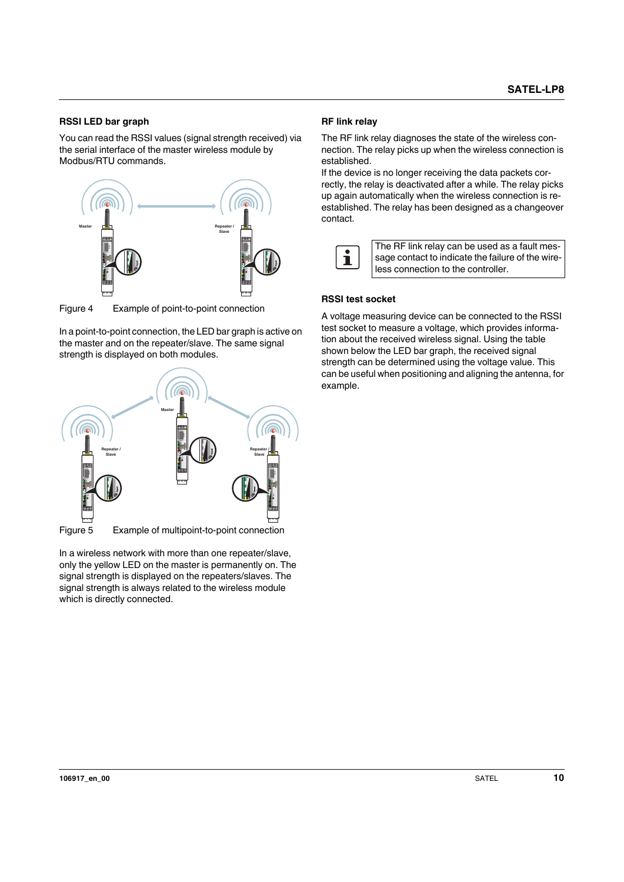### RSSI LED bar graph

You can read the RSSI values (signal strength received) via the serial interface of the master wireless module by Modbus/RTU commands.

Figure 4 Example of point-to-point connection

In a point-to-point connection, the LED bar graph is active on the master and on the repeater/slave. The same signal strength is displayed on both modules.

Figure 5 Example of multipoint-to-point connection

In a wireless network with more than one repeater/slave, only the yellow LED on the master is permanently on. The signal strength is displayed on the repeaters/slaves. The signal strength is always related to the wireless module which is directly connected.

### RF link relay

The RF link relay diagnoses the state of the wireless connection. The relay picks up when the wireless connection is established.
If the device is no longer receiving the data packets correctly, the relay is deactivated after a while. The relay picks up again automatically when the wireless connection is re-established. The relay has been designed as a changeover contact.

> The RF link relay can be used as a fault message contact to indicate the failure of the wireless connection to the controller.

### RSSI test socket

A voltage measuring device can be connected to the RSSI test socket to measure a voltage, which provides information about the received wireless signal. Using the table shown below the LED bar graph, the received signal strength can be determined using the voltage value. This can be useful when positioning and aligning the antenna, for example.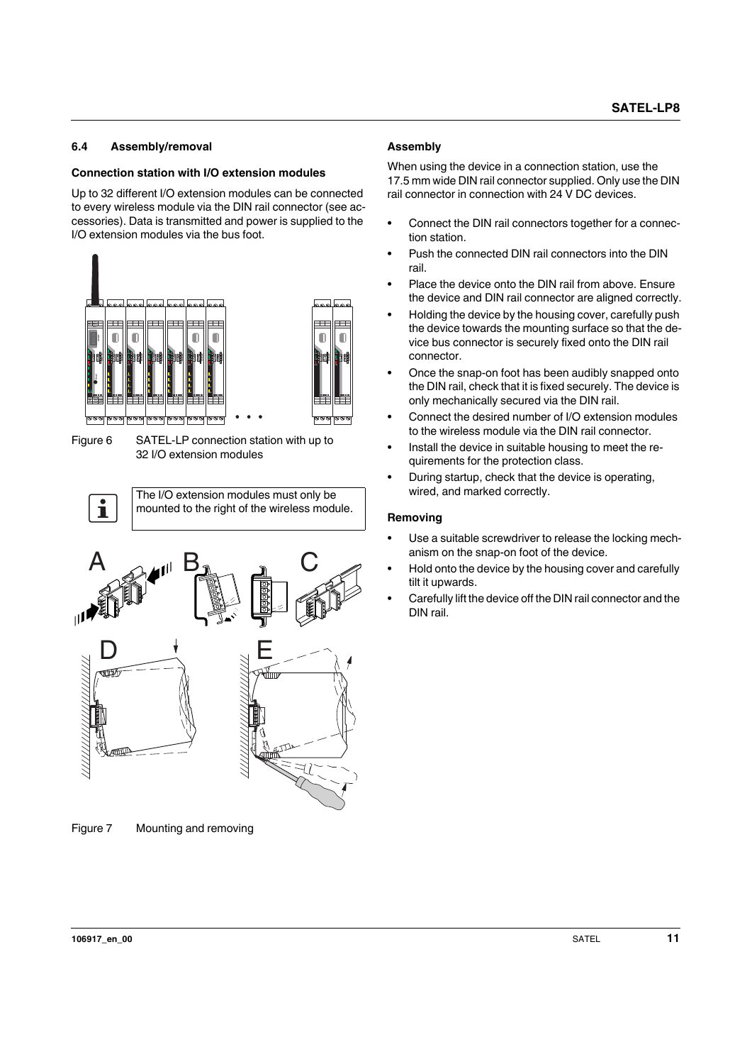## 6.4 Assembly/removal

### Connection station with I/O extension modules

Up to 32 different I/O extension modules can be connected to every wireless module via the DIN rail connector (see accessories). Data is transmitted and power is supplied to the I/O extension modules via the bus foot.

Figure 6 SATEL-LP connection station with up to 32 I/O extension modules

> The I/O extension modules must only be mounted to the right of the wireless module.

Figure 7 Mounting and removing

### Assembly

When using the device in a connection station, use the 17.5 mm wide DIN rail connector supplied. Only use the DIN rail connector in connection with 24 V DC devices.

- Connect the DIN rail connectors together for a connection station.
- Push the connected DIN rail connectors into the DIN rail.
- Place the device onto the DIN rail from above. Ensure the device and DIN rail connector are aligned correctly.
- Holding the device by the housing cover, carefully push the device towards the mounting surface so that the device bus connector is securely fixed onto the DIN rail connector.
- Once the snap-on foot has been audibly snapped onto the DIN rail, check that it is fixed securely. The device is only mechanically secured via the DIN rail.
- Connect the desired number of I/O extension modules to the wireless module via the DIN rail connector.
- Install the device in suitable housing to meet the requirements for the protection class.
- During startup, check that the device is operating, wired, and marked correctly.

### Removing

- Use a suitable screwdriver to release the locking mechanism on the snap-on foot of the device.
- Hold onto the device by the housing cover and carefully tilt it upwards.
- Carefully lift the device off the DIN rail connector and the DIN rail.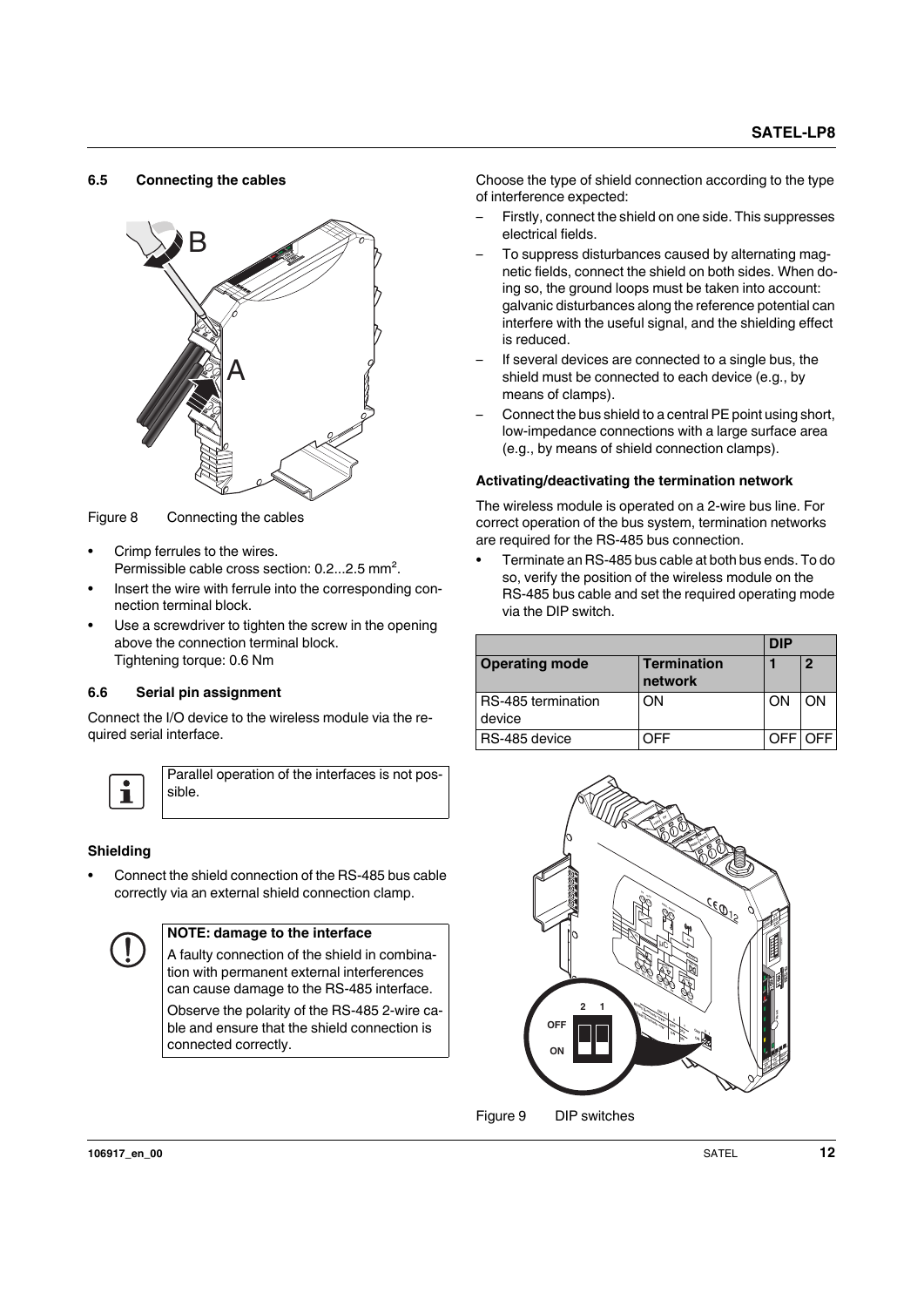## 6.5 Connecting the cables

Figure 8 Connecting the cables

- Crimp ferrules to the wires.
  Permissible cable cross section: 0.2...2.5 mm².
- Insert the wire with ferrule into the corresponding connection terminal block.
- Use a screwdriver to tighten the screw in the opening above the connection terminal block.
  Tightening torque: 0.6 Nm

## 6.6 Serial pin assignment

Connect the I/O device to the wireless module via the required serial interface.

> Parallel operation of the interfaces is not possible.

### Shielding

- Connect the shield connection of the RS-485 bus cable correctly via an external shield connection clamp.

> **NOTE: damage to the interface**
>
> A faulty connection of the shield in combination with permanent external interferences can cause damage to the RS-485 interface.
>
> Observe the polarity of the RS-485 2-wire cable and ensure that the shield connection is connected correctly.

Choose the type of shield connection according to the type of interference expected:

- Firstly, connect the shield on one side. This suppresses electrical fields.
- To suppress disturbances caused by alternating magnetic fields, connect the shield on both sides. When doing so, the ground loops must be taken into account: galvanic disturbances along the reference potential can interfere with the useful signal, and the shielding effect is reduced.
- If several devices are connected to a single bus, the shield must be connected to each device (e.g., by means of clamps).
- Connect the bus shield to a central PE point using short, low-impedance connections with a large surface area (e.g., by means of shield connection clamps).

### Activating/deactivating the termination network

The wireless module is operated on a 2-wire bus line. For correct operation of the bus system, termination networks are required for the RS-485 bus connection.

- Terminate an RS-485 bus cable at both bus ends. To do so, verify the position of the wireless module on the RS-485 bus cable and set the required operating mode via the DIP switch.

| | | DIP | |
|---|---|---|---|
| **Operating mode** | **Termination network** | **1** | **2** |
| RS-485 termination device | ON | ON | ON |
| RS-485 device | OFF | OFF | OFF |

Figure 9 DIP switches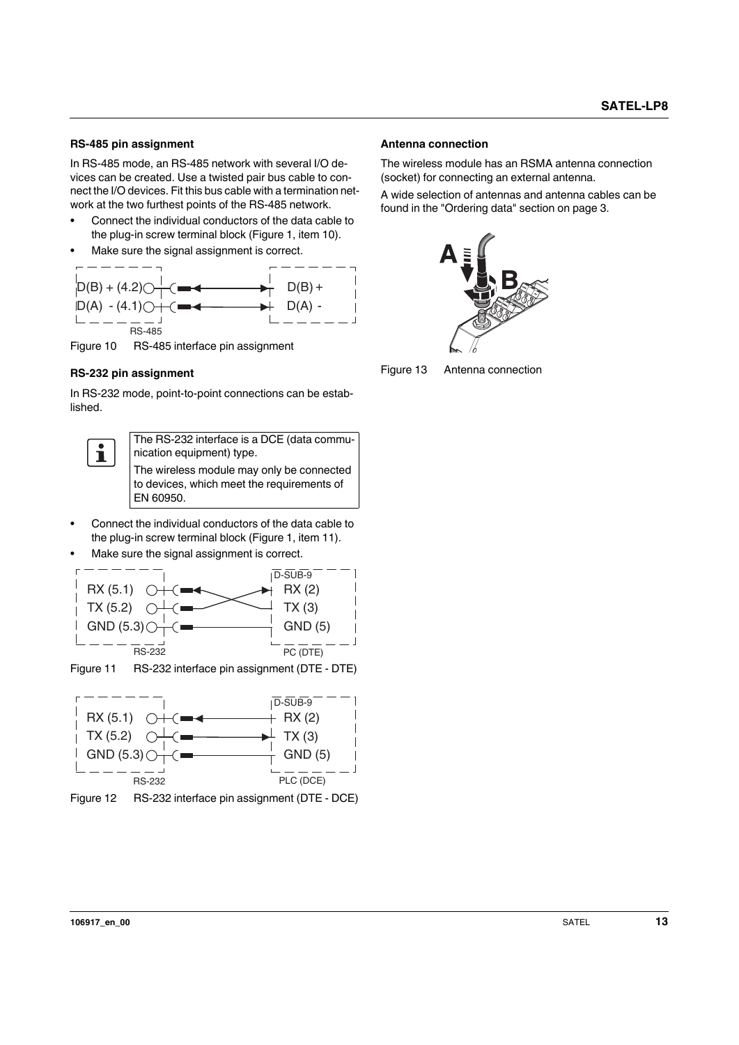### RS-485 pin assignment

In RS-485 mode, an RS-485 network with several I/O devices can be created. Use a twisted pair bus cable to connect the I/O devices. Fit this bus cable with a termination network at the two furthest points of the RS-485 network.

- Connect the individual conductors of the data cable to the plug-in screw terminal block (Figure 1, item 10).
- Make sure the signal assignment is correct.

Figure 10 RS-485 interface pin assignment

### RS-232 pin assignment

In RS-232 mode, point-to-point connections can be established.

The RS-232 interface is a DCE (data communication equipment) type.

The wireless module may only be connected to devices, which meet the requirements of EN 60950.

- Connect the individual conductors of the data cable to the plug-in screw terminal block (Figure 1, item 11).
- Make sure the signal assignment is correct.

Figure 11 RS-232 interface pin assignment (DTE - DTE)

Figure 12 RS-232 interface pin assignment (DTE - DCE)

### Antenna connection

The wireless module has an RSMA antenna connection (socket) for connecting an external antenna.

A wide selection of antennas and antenna cables can be found in the "Ordering data" section on page 3.

Figure 13 Antenna connection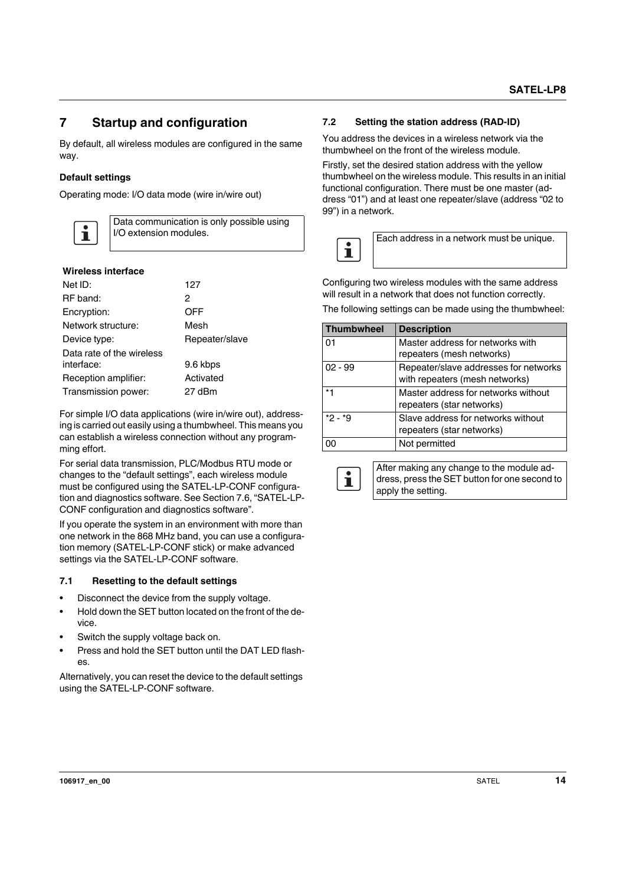# 7 Startup and configuration

By default, all wireless modules are configured in the same way.

**Default settings**

Operating mode: I/O data mode (wire in/wire out)

> Data communication is only possible using I/O extension modules.

**Wireless interface**

| | |
|---|---|
| Net ID: | 127 |
| RF band: | 2 |
| Encryption: | OFF |
| Network structure: | Mesh |
| Device type: | Repeater/slave |
| Data rate of the wireless interface: | 9.6 kbps |
| Reception amplifier: | Activated |
| Transmission power: | 27 dBm |

For simple I/O data applications (wire in/wire out), addressing is carried out easily using a thumbwheel. This means you can establish a wireless connection without any programming effort.

For serial data transmission, PLC/Modbus RTU mode or changes to the "default settings", each wireless module must be configured using the SATEL-LP-CONF configuration and diagnostics software. See Section 7.6, "SATEL-LP-CONF configuration and diagnostics software".

If you operate the system in an environment with more than one network in the 868 MHz band, you can use a configuration memory (SATEL-LP-CONF stick) or make advanced settings via the SATEL-LP-CONF software.

## 7.1 Resetting to the default settings

- Disconnect the device from the supply voltage.
- Hold down the SET button located on the front of the device.
- Switch the supply voltage back on.
- Press and hold the SET button until the DAT LED flashes.

Alternatively, you can reset the device to the default settings using the SATEL-LP-CONF software.

## 7.2 Setting the station address (RAD-ID)

You address the devices in a wireless network via the thumbwheel on the front of the wireless module.

Firstly, set the desired station address with the yellow thumbwheel on the wireless module. This results in an initial functional configuration. There must be one master (address "01") and at least one repeater/slave (address "02 to 99") in a network.

> Each address in a network must be unique.

Configuring two wireless modules with the same address will result in a network that does not function correctly.

The following settings can be made using the thumbwheel:

| Thumbwheel | Description |
|---|---|
| 01 | Master address for networks with repeaters (mesh networks) |
| 02 - 99 | Repeater/slave addresses for networks with repeaters (mesh networks) |
| *1 | Master address for networks without repeaters (star networks) |
| *2 - *9 | Slave address for networks without repeaters (star networks) |
| 00 | Not permitted |

> After making any change to the module address, press the SET button for one second to apply the setting.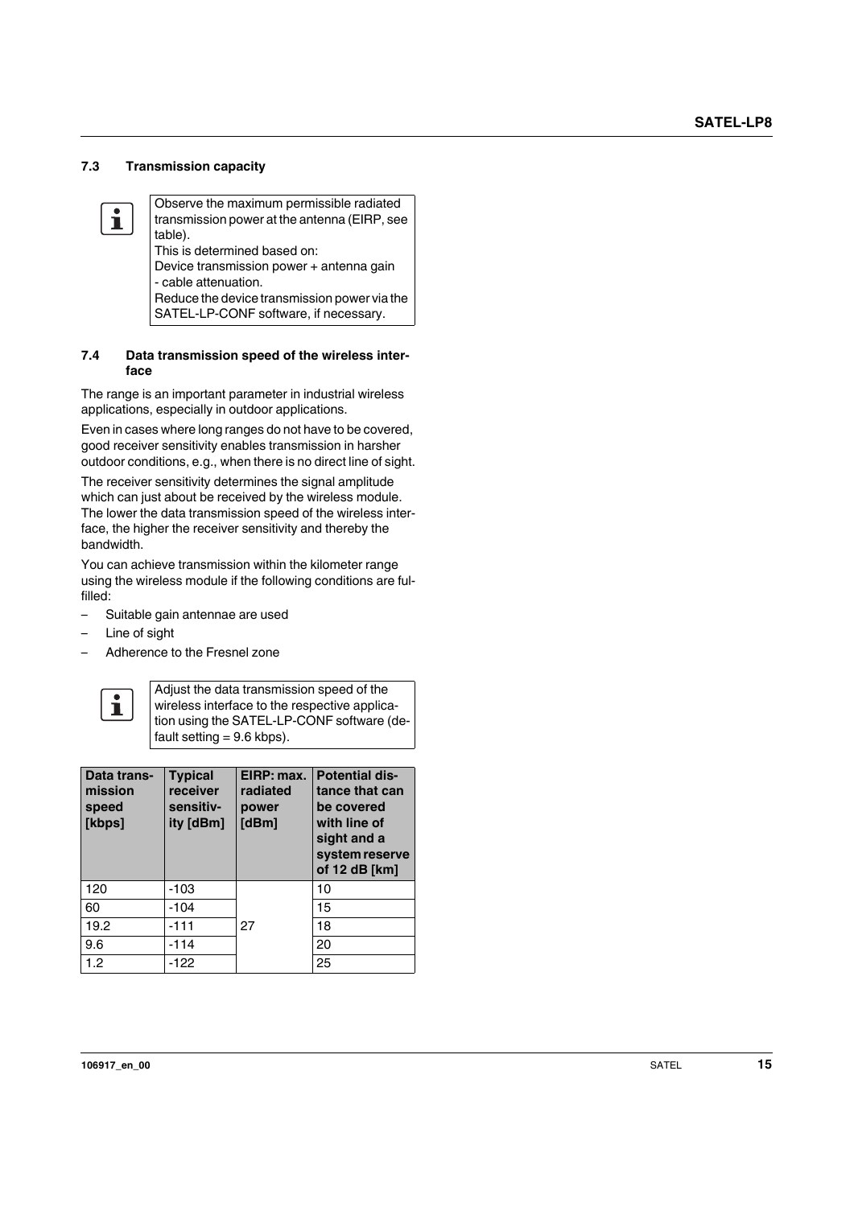## 7.3 Transmission capacity

> Observe the maximum permissible radiated transmission power at the antenna (EIRP, see table).
> This is determined based on:
> Device transmission power + antenna gain - cable attenuation.
> Reduce the device transmission power via the SATEL-LP-CONF software, if necessary.

## 7.4 Data transmission speed of the wireless interface

The range is an important parameter in industrial wireless applications, especially in outdoor applications.

Even in cases where long ranges do not have to be covered, good receiver sensitivity enables transmission in harsher outdoor conditions, e.g., when there is no direct line of sight.

The receiver sensitivity determines the signal amplitude which can just about be received by the wireless module. The lower the data transmission speed of the wireless interface, the higher the receiver sensitivity and thereby the bandwidth.

You can achieve transmission within the kilometer range using the wireless module if the following conditions are fulfilled:

- Suitable gain antennae are used
- Line of sight
- Adherence to the Fresnel zone

> Adjust the data transmission speed of the wireless interface to the respective application using the SATEL-LP-CONF software (default setting = 9.6 kbps).

| Data transmission speed [kbps] | Typical receiver sensitivity [dBm] | EIRP: max. radiated power [dBm] | Potential distance that can be covered with line of sight and a system reserve of 12 dB [km] |
|---|---|---|---|
| 120 | -103 | 27 | 10 |
| 60 | -104 | | 15 |
| 19.2 | -111 | | 18 |
| 9.6 | -114 | | 20 |
| 1.2 | -122 | | 25 |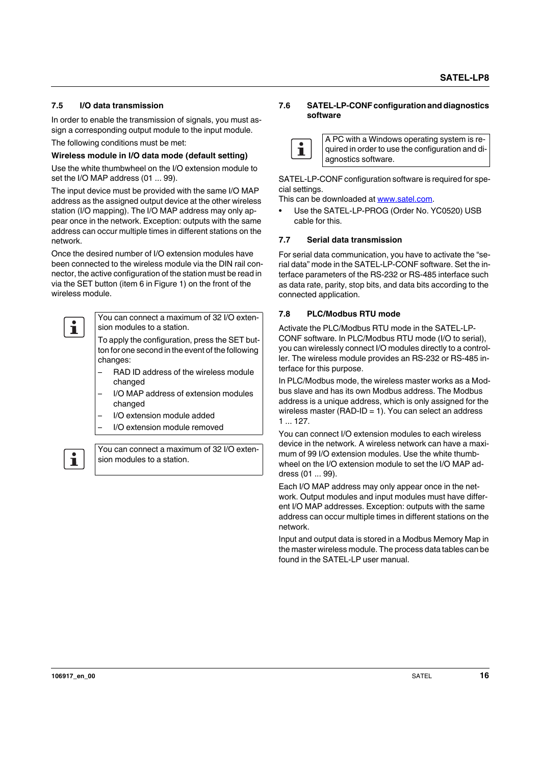## 7.5 I/O data transmission

In order to enable the transmission of signals, you must assign a corresponding output module to the input module.

The following conditions must be met:

**Wireless module in I/O data mode (default setting)**

Use the white thumbwheel on the I/O extension module to set the I/O MAP address (01 ... 99).

The input device must be provided with the same I/O MAP address as the assigned output device at the other wireless station (I/O mapping). The I/O MAP address may only appear once in the network. Exception: outputs with the same address can occur multiple times in different stations on the network.

Once the desired number of I/O extension modules have been connected to the wireless module via the DIN rail connector, the active configuration of the station must be read in via the SET button (item 6 in Figure 1) on the front of the wireless module.

> You can connect a maximum of 32 I/O extension modules to a station.
>
> To apply the configuration, press the SET button for one second in the event of the following changes:
>
> – RAD ID address of the wireless module changed
> – I/O MAP address of extension modules changed
> – I/O extension module added
> – I/O extension module removed

> You can connect a maximum of 32 I/O extension modules to a station.

## 7.6 SATEL-LP-CONF configuration and diagnostics software

> A PC with a Windows operating system is required in order to use the configuration and diagnostics software.

SATEL-LP-CONF configuration software is required for special settings.
This can be downloaded at www.satel.com.

- Use the SATEL-LP-PROG (Order No. YC0520) USB cable for this.

## 7.7 Serial data transmission

For serial data communication, you have to activate the "serial data" mode in the SATEL-LP-CONF software. Set the interface parameters of the RS-232 or RS-485 interface such as data rate, parity, stop bits, and data bits according to the connected application.

## 7.8 PLC/Modbus RTU mode

Activate the PLC/Modbus RTU mode in the SATEL-LP-CONF software. In PLC/Modbus RTU mode (I/O to serial), you can wirelessly connect I/O modules directly to a controller. The wireless module provides an RS-232 or RS-485 interface for this purpose.

In PLC/Modbus mode, the wireless master works as a Modbus slave and has its own Modbus address. The Modbus address is a unique address, which is only assigned for the wireless master (RAD-ID = 1). You can select an address 1 ... 127.

You can connect I/O extension modules to each wireless device in the network. A wireless network can have a maximum of 99 I/O extension modules. Use the white thumbwheel on the I/O extension module to set the I/O MAP address (01 ... 99).

Each I/O MAP address may only appear once in the network. Output modules and input modules must have different I/O MAP addresses. Exception: outputs with the same address can occur multiple times in different stations on the network.

Input and output data is stored in a Modbus Memory Map in the master wireless module. The process data tables can be found in the SATEL-LP user manual.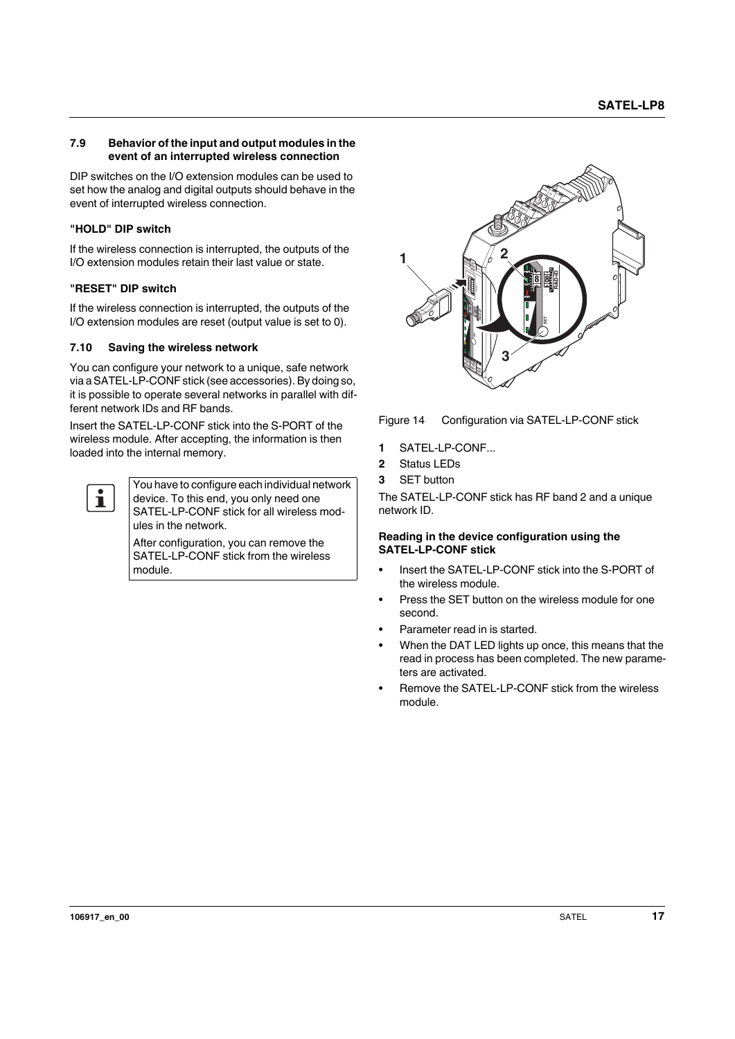### 7.9 Behavior of the input and output modules in the event of an interrupted wireless connection

DIP switches on the I/O extension modules can be used to set how the analog and digital outputs should behave in the event of interrupted wireless connection.

**"HOLD" DIP switch**

If the wireless connection is interrupted, the outputs of the I/O extension modules retain their last value or state.

**"RESET" DIP switch**

If the wireless connection is interrupted, the outputs of the I/O extension modules are reset (output value is set to 0).

### 7.10 Saving the wireless network

You can configure your network to a unique, safe network via a SATEL-LP-CONF stick (see accessories). By doing so, it is possible to operate several networks in parallel with different network IDs and RF bands.

Insert the SATEL-LP-CONF stick into the S-PORT of the wireless module. After accepting, the information is then loaded into the internal memory.

> You have to configure each individual network device. To this end, you only need one SATEL-LP-CONF stick for all wireless modules in the network.
>
> After configuration, you can remove the SATEL-LP-CONF stick from the wireless module.

Figure 14 Configuration via SATEL-LP-CONF stick

**1** SATEL-LP-CONF...
**2** Status LEDs
**3** SET button

The SATEL-LP-CONF stick has RF band 2 and a unique network ID.

**Reading in the device configuration using the SATEL-LP-CONF stick**

- Insert the SATEL-LP-CONF stick into the S-PORT of the wireless module.
- Press the SET button on the wireless module for one second.
- Parameter read in is started.
- When the DAT LED lights up once, this means that the read in process has been completed. The new parameters are activated.
- Remove the SATEL-LP-CONF stick from the wireless module.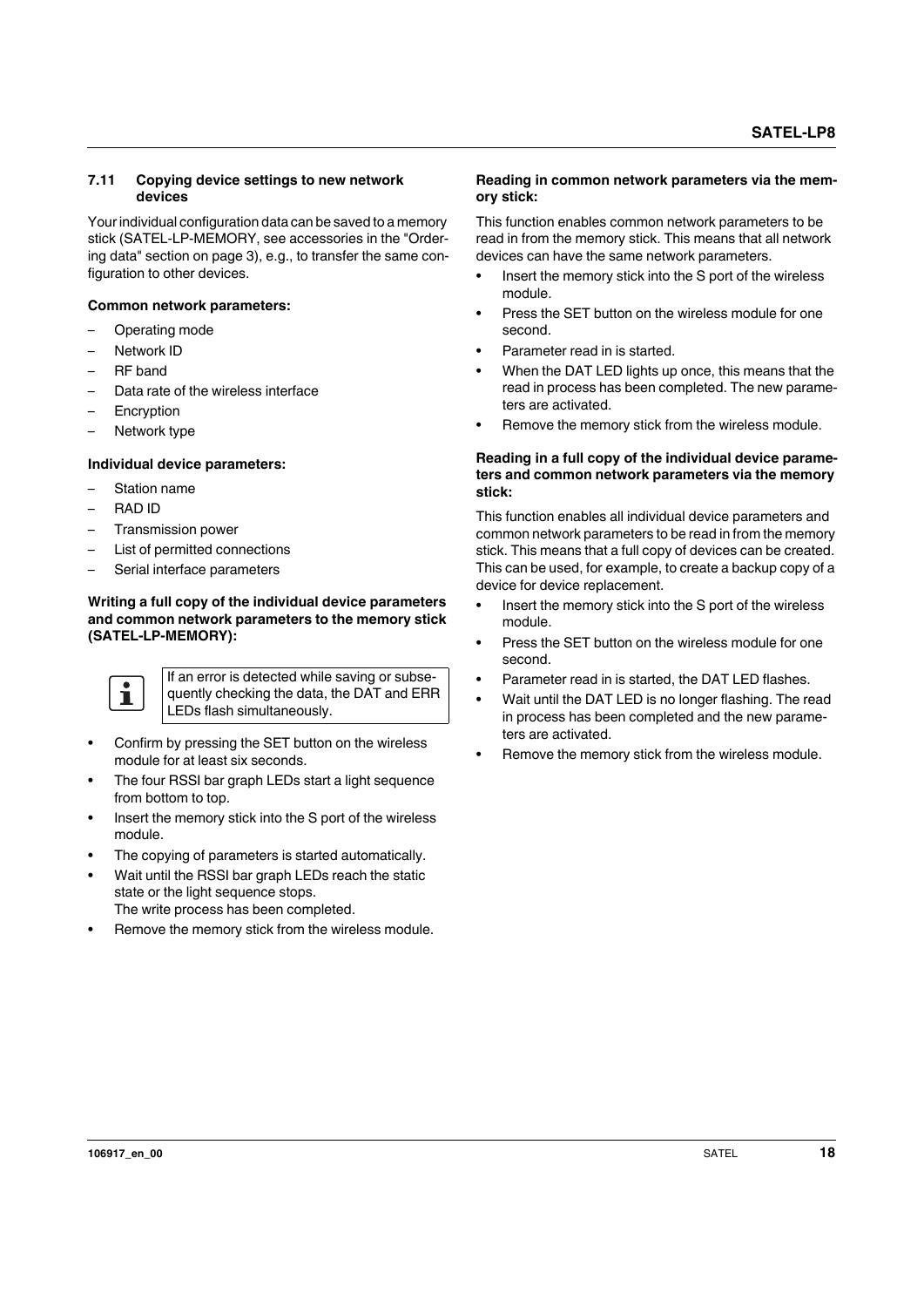## 7.11 Copying device settings to new network devices

Your individual configuration data can be saved to a memory stick (SATEL-LP-MEMORY, see accessories in the "Ordering data" section on page 3), e.g., to transfer the same configuration to other devices.

**Common network parameters:**

- Operating mode
- Network ID
- RF band
- Data rate of the wireless interface
- Encryption
- Network type

**Individual device parameters:**

- Station name
- RAD ID
- Transmission power
- List of permitted connections
- Serial interface parameters

**Writing a full copy of the individual device parameters and common network parameters to the memory stick (SATEL-LP-MEMORY):**

> If an error is detected while saving or subsequently checking the data, the DAT and ERR LEDs flash simultaneously.

- Confirm by pressing the SET button on the wireless module for at least six seconds.
- The four RSSI bar graph LEDs start a light sequence from bottom to top.
- Insert the memory stick into the S port of the wireless module.
- The copying of parameters is started automatically.
- Wait until the RSSI bar graph LEDs reach the static state or the light sequence stops.
  The write process has been completed.
- Remove the memory stick from the wireless module.

**Reading in common network parameters via the memory stick:**

This function enables common network parameters to be read in from the memory stick. This means that all network devices can have the same network parameters.

- Insert the memory stick into the S port of the wireless module.
- Press the SET button on the wireless module for one second.
- Parameter read in is started.
- When the DAT LED lights up once, this means that the read in process has been completed. The new parameters are activated.
- Remove the memory stick from the wireless module.

**Reading in a full copy of the individual device parameters and common network parameters via the memory stick:**

This function enables all individual device parameters and common network parameters to be read in from the memory stick. This means that a full copy of devices can be created. This can be used, for example, to create a backup copy of a device for device replacement.

- Insert the memory stick into the S port of the wireless module.
- Press the SET button on the wireless module for one second.
- Parameter read in is started, the DAT LED flashes.
- Wait until the DAT LED is no longer flashing. The read in process has been completed and the new parameters are activated.
- Remove the memory stick from the wireless module.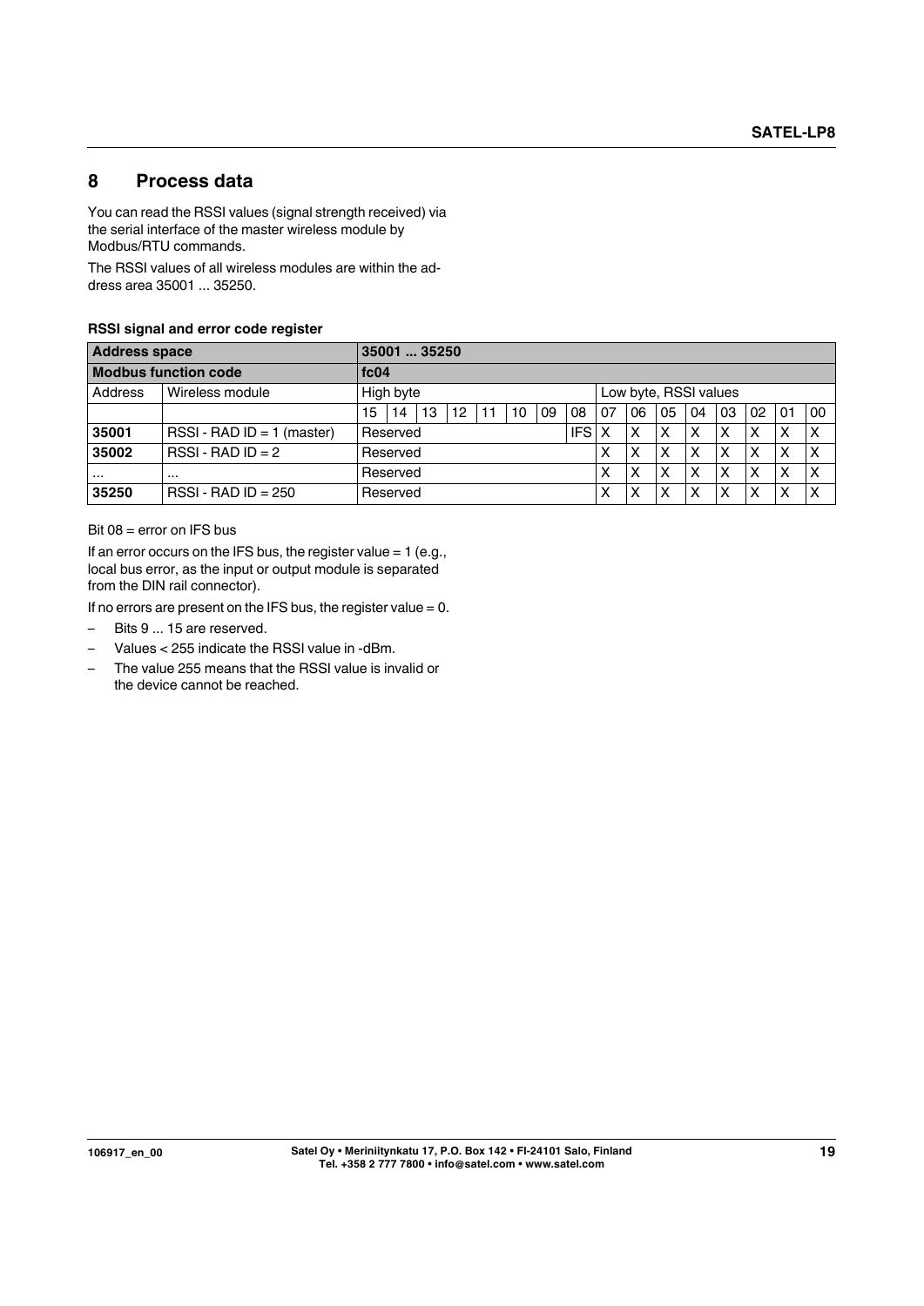# 8 Process data

You can read the RSSI values (signal strength received) via the serial interface of the master wireless module by Modbus/RTU commands.

The RSSI values of all wireless modules are within the address area 35001 ... 35250.

**RSSI signal and error code register**

| **Address space** | | **35001 ... 35250** | | | | | | | | | | | | | | | |
|---|---|---|---|---|---|---|---|---|---|---|---|---|---|---|---|---|---|
| **Modbus function code** | | **fc04** | | | | | | | | | | | | | | | |
| Address | Wireless module | High byte | | | | | | | | Low byte, RSSI values | | | | | | | |
| | | 15 | 14 | 13 | 12 | 11 | 10 | 09 | 08 | 07 | 06 | 05 | 04 | 03 | 02 | 01 | 00 |
| **35001** | RSSI - RAD ID = 1 (master) | Reserved | | | | | | | IFS | X | X | X | X | X | X | X | X |
| **35002** | RSSI - RAD ID = 2 | Reserved | | | | | | | | X | X | X | X | X | X | X | X |
| ... | ... | Reserved | | | | | | | | X | X | X | X | X | X | X | X |
| **35250** | RSSI - RAD ID = 250 | Reserved | | | | | | | | X | X | X | X | X | X | X | X |

Bit 08 = error on IFS bus

If an error occurs on the IFS bus, the register value = 1 (e.g., local bus error, as the input or output module is separated from the DIN rail connector).

If no errors are present on the IFS bus, the register value = 0.

- Bits 9 ... 15 are reserved.
- Values < 255 indicate the RSSI value in -dBm.
- The value 255 means that the RSSI value is invalid or the device cannot be reached.